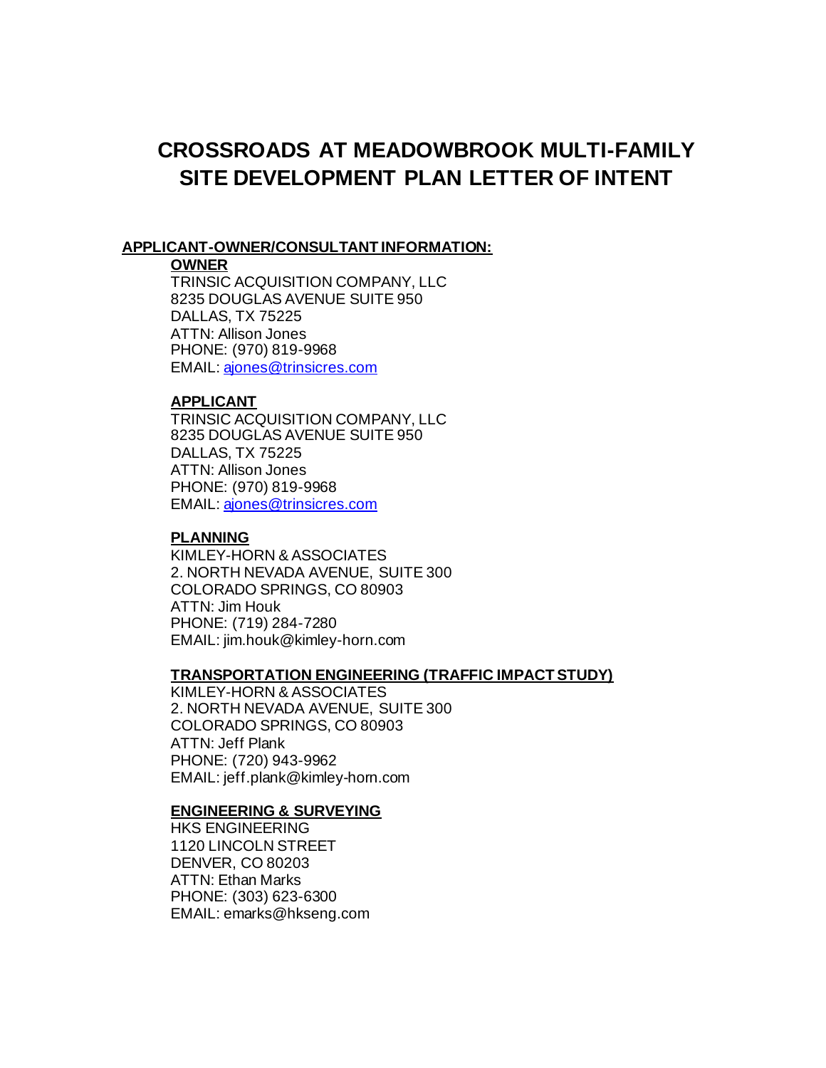# CROSSROADS AT MEADOWBROOK MULTI-FAMILY SITE DEVELOPMENT PLAN LETTER OF INTENT

**APPLICANT-OWNER/CONSULTANT INFORMATION:**

**OWNER**
TRINSIC ACQUISITION COMPANY, LLC
8235 DOUGLAS AVENUE SUITE 950
DALLAS, TX 75225
ATTN: Allison Jones
PHONE: (970) 819-9968
EMAIL: ajones@trinsicres.com

**APPLICANT**
TRINSIC ACQUISITION COMPANY, LLC
8235 DOUGLAS AVENUE SUITE 950
DALLAS, TX 75225
ATTN: Allison Jones
PHONE: (970) 819-9968
EMAIL: ajones@trinsicres.com

**PLANNING**
KIMLEY-HORN & ASSOCIATES
2. NORTH NEVADA AVENUE, SUITE 300
COLORADO SPRINGS, CO 80903
ATTN: Jim Houk
PHONE: (719) 284-7280
EMAIL: jim.houk@kimley-horn.com

**TRANSPORTATION ENGINEERING (TRAFFIC IMPACT STUDY)**
KIMLEY-HORN & ASSOCIATES
2. NORTH NEVADA AVENUE, SUITE 300
COLORADO SPRINGS, CO 80903
ATTN: Jeff Plank
PHONE: (720) 943-9962
EMAIL: jeff.plank@kimley-horn.com

**ENGINEERING & SURVEYING**
HKS ENGINEERING
1120 LINCOLN STREET
DENVER, CO 80203
ATTN: Ethan Marks
PHONE: (303) 623-6300
EMAIL: emarks@hkseng.com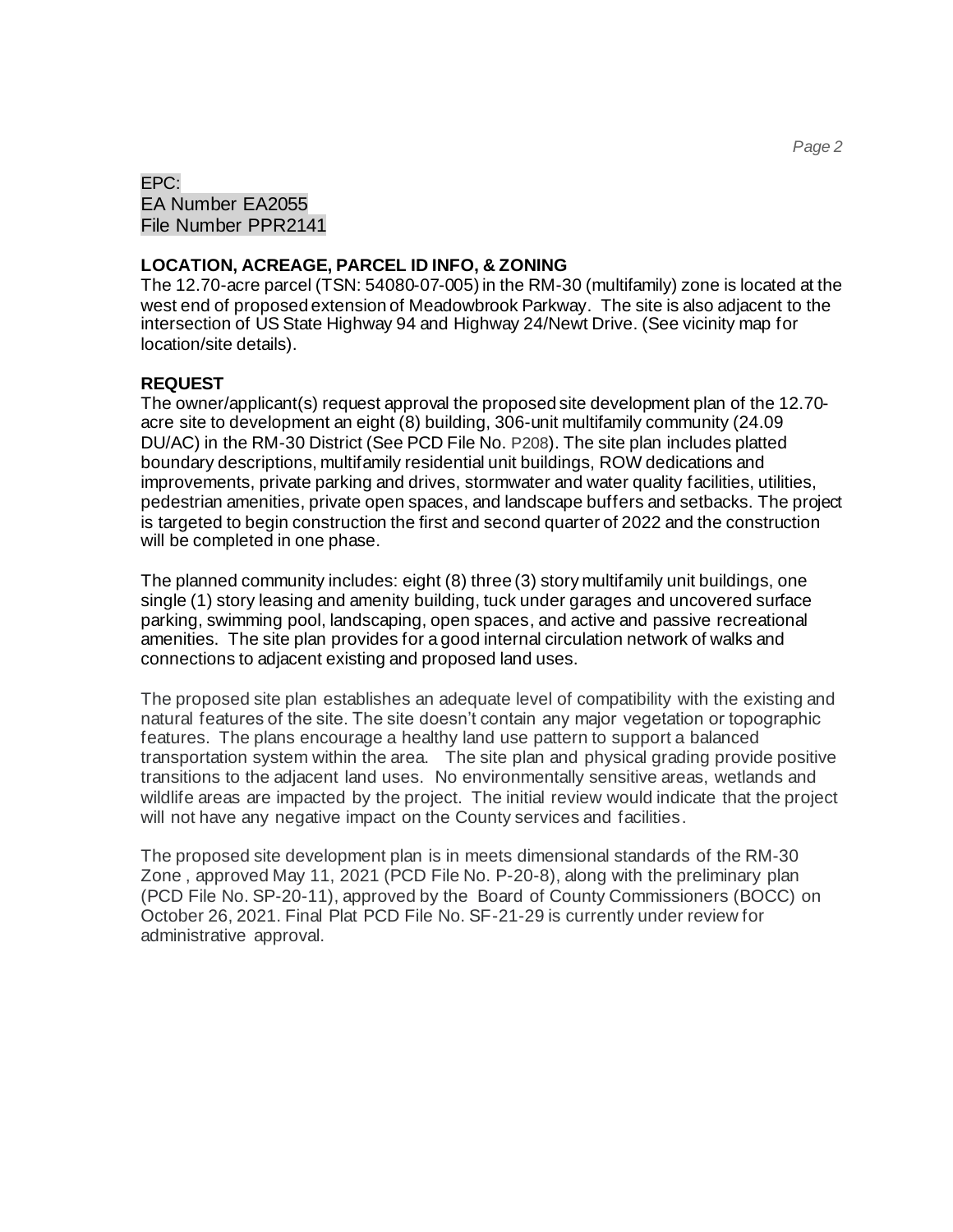EPC:
EA Number EA2055
File Number PPR2141

**LOCATION, ACREAGE, PARCEL ID INFO, & ZONING**

The 12.70-acre parcel (TSN: 54080-07-005) in the RM-30 (multifamily) zone is located at the west end of proposed extension of Meadowbrook Parkway. The site is also adjacent to the intersection of US State Highway 94 and Highway 24/Newt Drive. (See vicinity map for location/site details).

**REQUEST**

The owner/applicant(s) request approval the proposed site development plan of the 12.70-acre site to development an eight (8) building, 306-unit multifamily community (24.09 DU/AC) in the RM-30 District (See PCD File No. P208). The site plan includes platted boundary descriptions, multifamily residential unit buildings, ROW dedications and improvements, private parking and drives, stormwater and water quality facilities, utilities, pedestrian amenities, private open spaces, and landscape buffers and setbacks. The project is targeted to begin construction the first and second quarter of 2022 and the construction will be completed in one phase.

The planned community includes: eight (8) three (3) story multifamily unit buildings, one single (1) story leasing and amenity building, tuck under garages and uncovered surface parking, swimming pool, landscaping, open spaces, and active and passive recreational amenities. The site plan provides for a good internal circulation network of walks and connections to adjacent existing and proposed land uses.

The proposed site plan establishes an adequate level of compatibility with the existing and natural features of the site. The site doesn't contain any major vegetation or topographic features. The plans encourage a healthy land use pattern to support a balanced transportation system within the area. The site plan and physical grading provide positive transitions to the adjacent land uses. No environmentally sensitive areas, wetlands and wildlife areas are impacted by the project. The initial review would indicate that the project will not have any negative impact on the County services and facilities.

The proposed site development plan is in meets dimensional standards of the RM-30 Zone , approved May 11, 2021 (PCD File No. P-20-8), along with the preliminary plan (PCD File No. SP-20-11), approved by the Board of County Commissioners (BOCC) on October 26, 2021. Final Plat PCD File No. SF-21-29 is currently under review for administrative approval.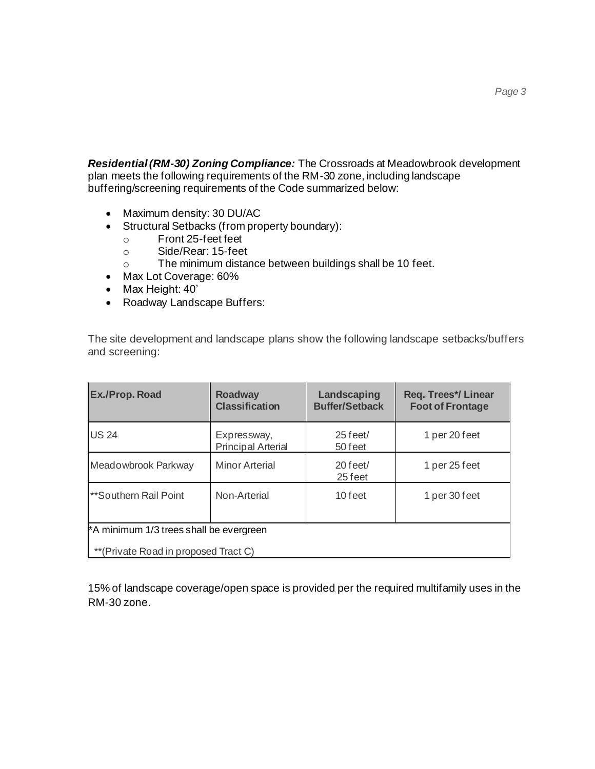***Residential (RM-30) Zoning Compliance:*** The Crossroads at Meadowbrook development plan meets the following requirements of the RM-30 zone, including landscape buffering/screening requirements of the Code summarized below:

- Maximum density: 30 DU/AC
- Structural Setbacks (from property boundary):
  - Front 25-feet feet
  - Side/Rear: 15-feet
  - The minimum distance between buildings shall be 10 feet.
- Max Lot Coverage: 60%
- Max Height: 40'
- Roadway Landscape Buffers:

The site development and landscape plans show the following landscape setbacks/buffers and screening:

| Ex./Prop. Road | Roadway Classification | Landscaping Buffer/Setback | Req. Trees*/ Linear Foot of Frontage |
|---|---|---|---|
| US 24 | Expressway, Principal Arterial | 25 feet/ 50 feet | 1 per 20 feet |
| Meadowbrook Parkway | Minor Arterial | 20 feet/ 25 feet | 1 per 25 feet |
| **Southern Rail Point | Non-Arterial | 10 feet | 1 per 30 feet |
| *A minimum 1/3 trees shall be evergreen | | | |
| **(Private Road in proposed Tract C) | | | |

15% of landscape coverage/open space is provided per the required multifamily uses in the RM-30 zone.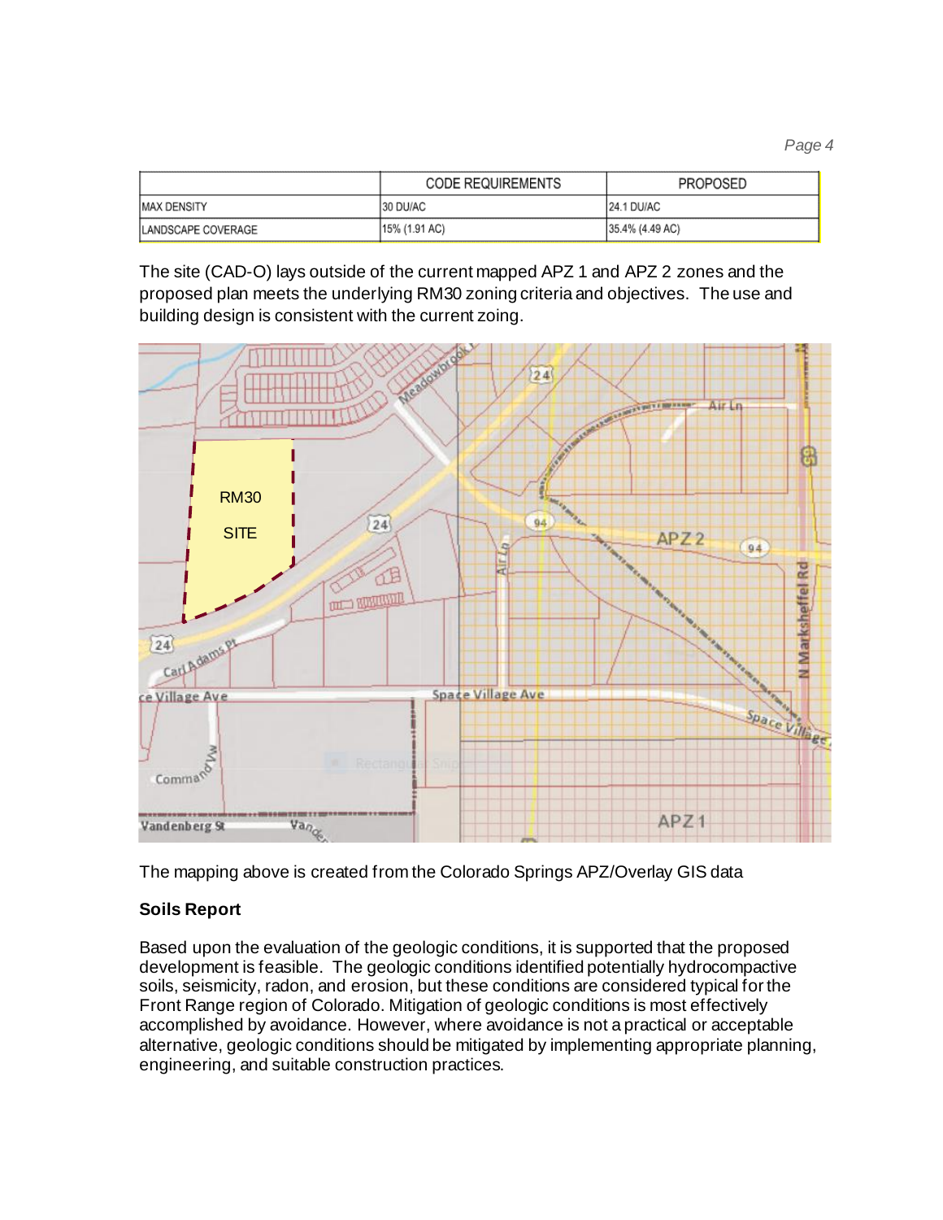| | CODE REQUIREMENTS | PROPOSED |
|---|---|---|
| MAX DENSITY | 30 DU/AC | 24.1 DU/AC |
| LANDSCAPE COVERAGE | 15% (1.91 AC) | 35.4% (4.49 AC) |

The site (CAD-O) lays outside of the current mapped APZ 1 and APZ 2 zones and the proposed plan meets the underlying RM30 zoning criteria and objectives. The use and building design is consistent with the current zoing.

The mapping above is created from the Colorado Springs APZ/Overlay GIS data

**Soils Report**

Based upon the evaluation of the geologic conditions, it is supported that the proposed development is feasible. The geologic conditions identified potentially hydrocompactive soils, seismicity, radon, and erosion, but these conditions are considered typical for the Front Range region of Colorado. Mitigation of geologic conditions is most effectively accomplished by avoidance. However, where avoidance is not a practical or acceptable alternative, geologic conditions should be mitigated by implementing appropriate planning, engineering, and suitable construction practices.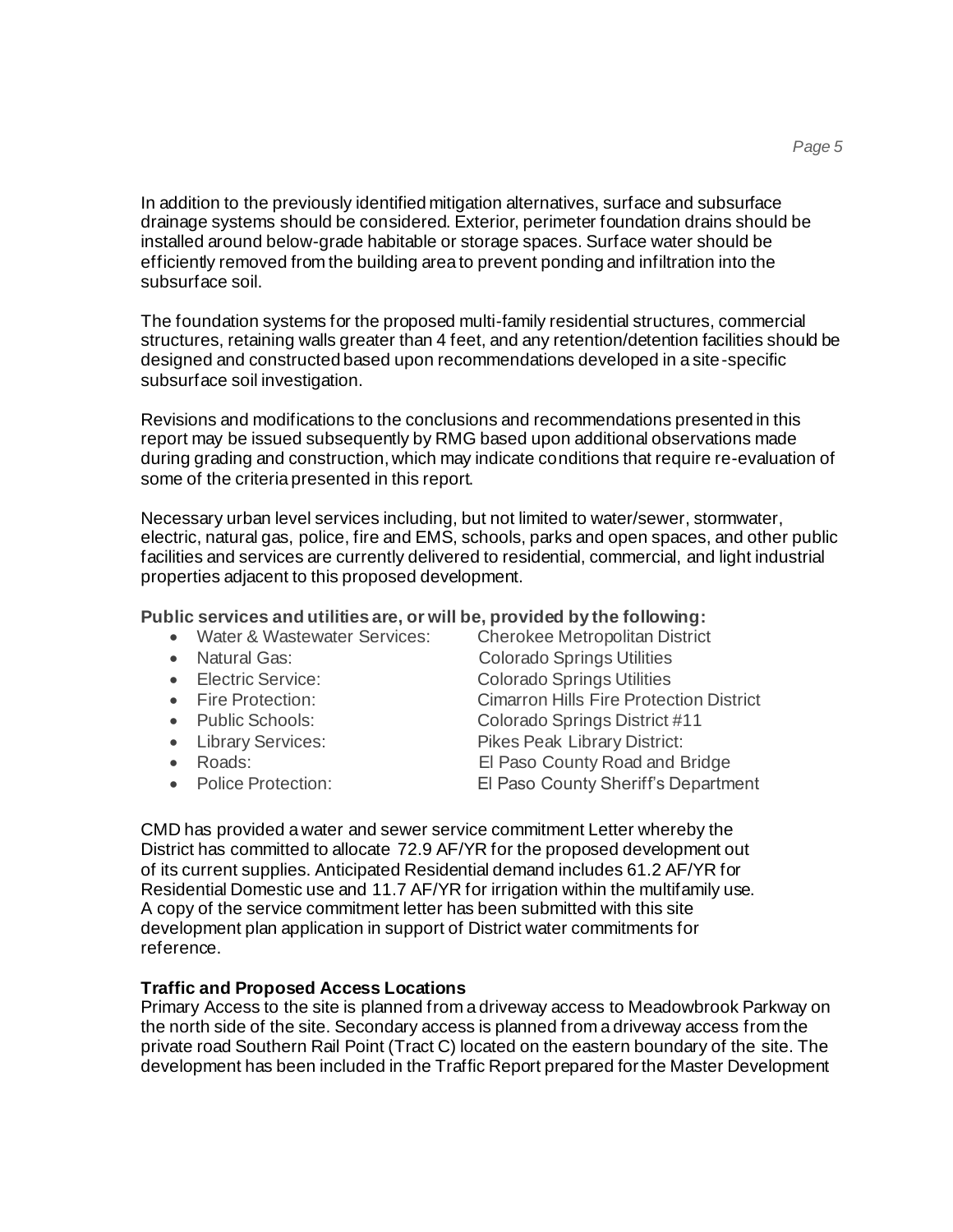In addition to the previously identified mitigation alternatives, surface and subsurface drainage systems should be considered. Exterior, perimeter foundation drains should be installed around below-grade habitable or storage spaces. Surface water should be efficiently removed from the building area to prevent ponding and infiltration into the subsurface soil.

The foundation systems for the proposed multi-family residential structures, commercial structures, retaining walls greater than 4 feet, and any retention/detention facilities should be designed and constructed based upon recommendations developed in a site-specific subsurface soil investigation.

Revisions and modifications to the conclusions and recommendations presented in this report may be issued subsequently by RMG based upon additional observations made during grading and construction, which may indicate conditions that require re-evaluation of some of the criteria presented in this report.

Necessary urban level services including, but not limited to water/sewer, stormwater, electric, natural gas, police, fire and EMS, schools, parks and open spaces, and other public facilities and services are currently delivered to residential, commercial, and light industrial properties adjacent to this proposed development.

**Public services and utilities are, or will be, provided by the following:**

- Water & Wastewater Services: Cherokee Metropolitan District
- Natural Gas: Colorado Springs Utilities
- Electric Service: Colorado Springs Utilities
- Fire Protection: Cimarron Hills Fire Protection District
- Public Schools: Colorado Springs District #11
- Library Services: Pikes Peak Library District:
- Roads: El Paso County Road and Bridge
- Police Protection: El Paso County Sheriff's Department

CMD has provided a water and sewer service commitment Letter whereby the District has committed to allocate 72.9 AF/YR for the proposed development out of its current supplies. Anticipated Residential demand includes 61.2 AF/YR for Residential Domestic use and 11.7 AF/YR for irrigation within the multifamily use. A copy of the service commitment letter has been submitted with this site development plan application in support of District water commitments for reference.

**Traffic and Proposed Access Locations**

Primary Access to the site is planned from a driveway access to Meadowbrook Parkway on the north side of the site. Secondary access is planned from a driveway access from the private road Southern Rail Point (Tract C) located on the eastern boundary of the site. The development has been included in the Traffic Report prepared for the Master Development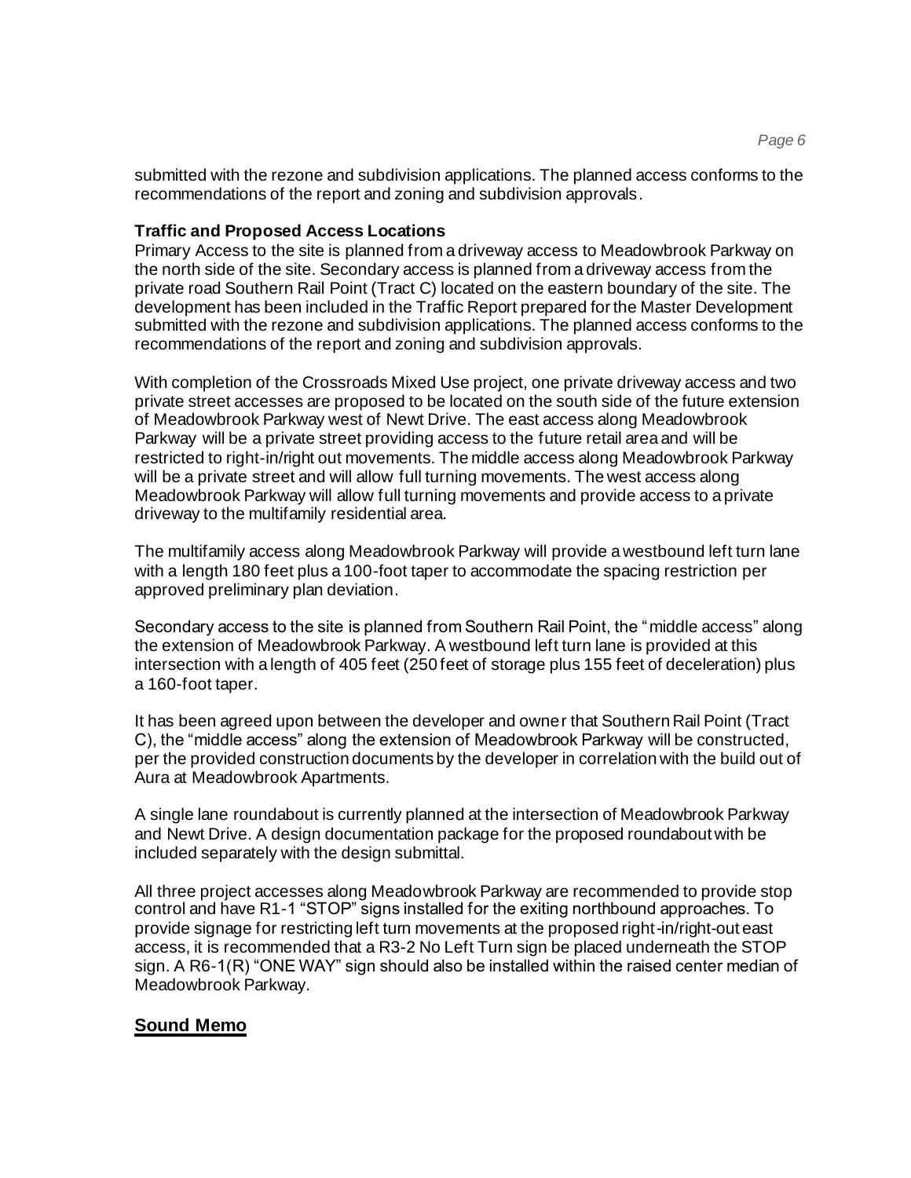submitted with the rezone and subdivision applications. The planned access conforms to the recommendations of the report and zoning and subdivision approvals.

**Traffic and Proposed Access Locations**

Primary Access to the site is planned from a driveway access to Meadowbrook Parkway on the north side of the site. Secondary access is planned from a driveway access from the private road Southern Rail Point (Tract C) located on the eastern boundary of the site. The development has been included in the Traffic Report prepared for the Master Development submitted with the rezone and subdivision applications. The planned access conforms to the recommendations of the report and zoning and subdivision approvals.

With completion of the Crossroads Mixed Use project, one private driveway access and two private street accesses are proposed to be located on the south side of the future extension of Meadowbrook Parkway west of Newt Drive. The east access along Meadowbrook Parkway will be a private street providing access to the future retail area and will be restricted to right-in/right out movements. The middle access along Meadowbrook Parkway will be a private street and will allow full turning movements. The west access along Meadowbrook Parkway will allow full turning movements and provide access to a private driveway to the multifamily residential area.

The multifamily access along Meadowbrook Parkway will provide a westbound left turn lane with a length 180 feet plus a 100-foot taper to accommodate the spacing restriction per approved preliminary plan deviation.

Secondary access to the site is planned from Southern Rail Point, the "middle access" along the extension of Meadowbrook Parkway. A westbound left turn lane is provided at this intersection with a length of 405 feet (250 feet of storage plus 155 feet of deceleration) plus a 160-foot taper.

It has been agreed upon between the developer and owner that Southern Rail Point (Tract C), the "middle access" along the extension of Meadowbrook Parkway will be constructed, per the provided construction documents by the developer in correlation with the build out of Aura at Meadowbrook Apartments.

A single lane roundabout is currently planned at the intersection of Meadowbrook Parkway and Newt Drive. A design documentation package for the proposed roundabout with be included separately with the design submittal.

All three project accesses along Meadowbrook Parkway are recommended to provide stop control and have R1-1 "STOP" signs installed for the exiting northbound approaches. To provide signage for restricting left turn movements at the proposed right-in/right-out east access, it is recommended that a R3-2 No Left Turn sign be placed underneath the STOP sign. A R6-1(R) "ONE WAY" sign should also be installed within the raised center median of Meadowbrook Parkway.

## **Sound Memo**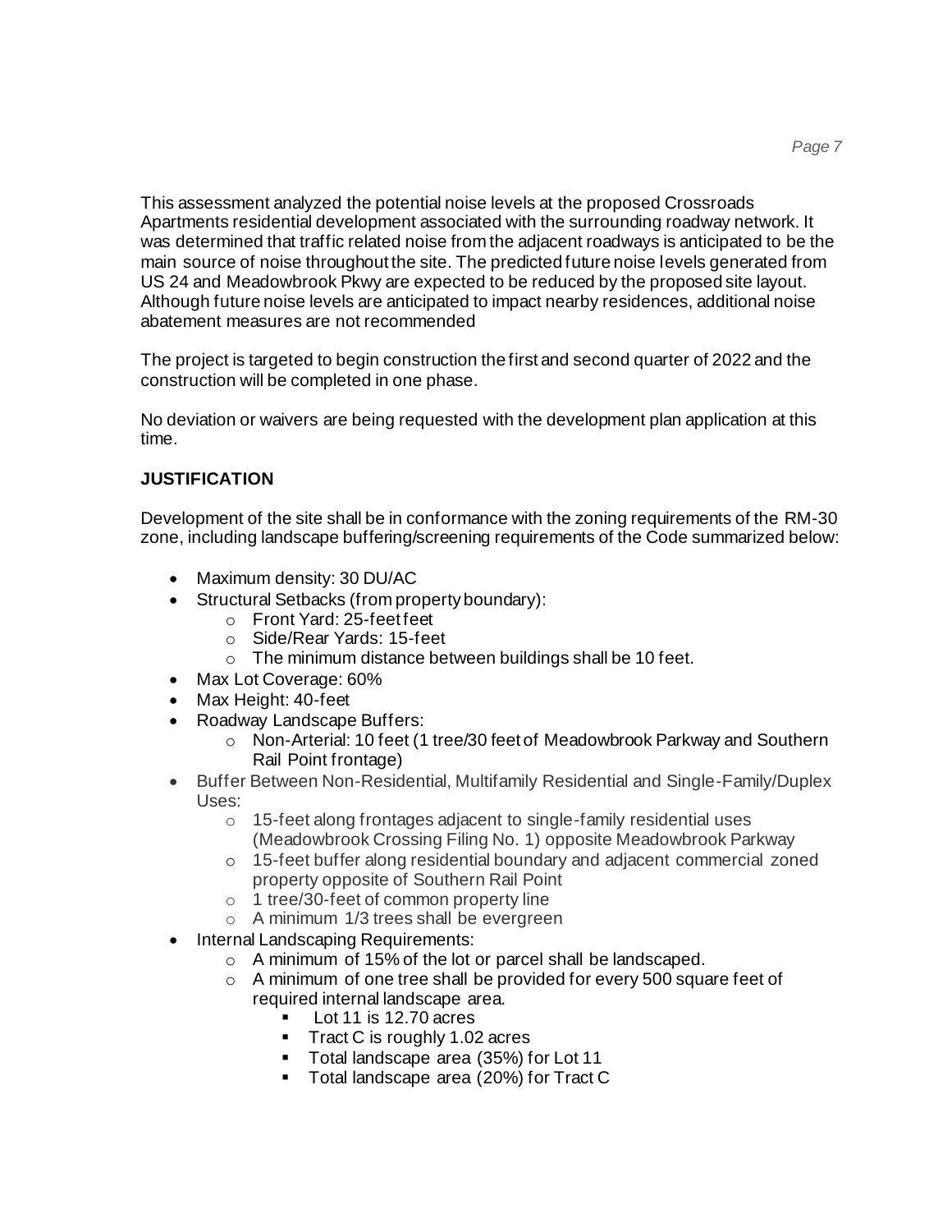This assessment analyzed the potential noise levels at the proposed Crossroads Apartments residential development associated with the surrounding roadway network. It was determined that traffic related noise from the adjacent roadways is anticipated to be the main source of noise throughout the site. The predicted future noise levels generated from US 24 and Meadowbrook Pkwy are expected to be reduced by the proposed site layout. Although future noise levels are anticipated to impact nearby residences, additional noise abatement measures are not recommended

The project is targeted to begin construction the first and second quarter of 2022 and the construction will be completed in one phase.

No deviation or waivers are being requested with the development plan application at this time.

**JUSTIFICATION**

Development of the site shall be in conformance with the zoning requirements of the RM-30 zone, including landscape buffering/screening requirements of the Code summarized below:

- Maximum density: 30 DU/AC
- Structural Setbacks (from property boundary):
  - Front Yard: 25-feet feet
  - Side/Rear Yards: 15-feet
  - The minimum distance between buildings shall be 10 feet.
- Max Lot Coverage: 60%
- Max Height: 40-feet
- Roadway Landscape Buffers:
  - Non-Arterial: 10 feet (1 tree/30 feet of Meadowbrook Parkway and Southern Rail Point frontage)
- Buffer Between Non-Residential, Multifamily Residential and Single-Family/Duplex Uses:
  - 15-feet along frontages adjacent to single-family residential uses (Meadowbrook Crossing Filing No. 1) opposite Meadowbrook Parkway
  - 15-feet buffer along residential boundary and adjacent commercial zoned property opposite of Southern Rail Point
  - 1 tree/30-feet of common property line
  - A minimum 1/3 trees shall be evergreen
- Internal Landscaping Requirements:
  - A minimum of 15% of the lot or parcel shall be landscaped.
  - A minimum of one tree shall be provided for every 500 square feet of required internal landscape area.
    - Lot 11 is 12.70 acres
    - Tract C is roughly 1.02 acres
    - Total landscape area (35%) for Lot 11
    - Total landscape area (20%) for Tract C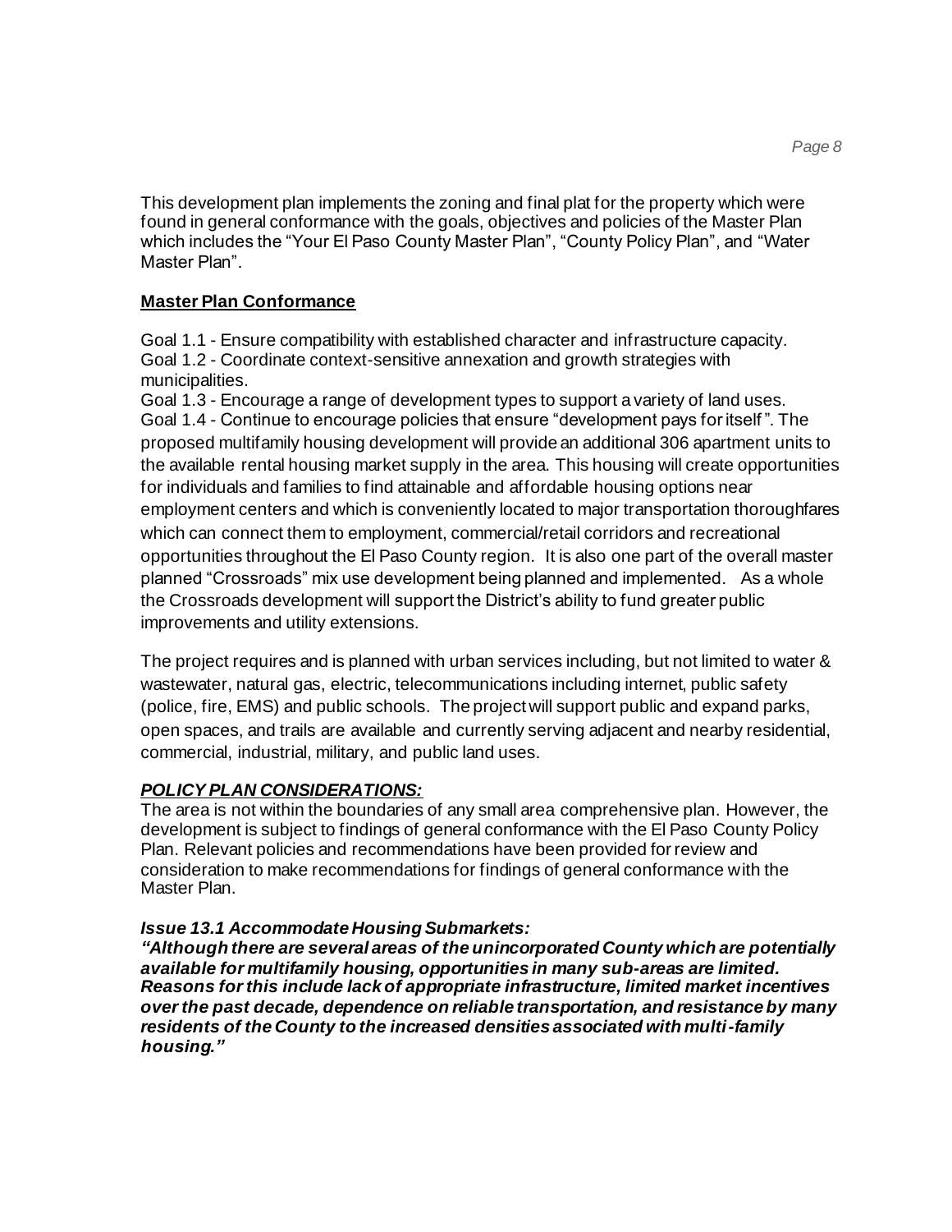This development plan implements the zoning and final plat for the property which were found in general conformance with the goals, objectives and policies of the Master Plan which includes the "Your El Paso County Master Plan", "County Policy Plan", and "Water Master Plan".

**Master Plan Conformance**

Goal 1.1 - Ensure compatibility with established character and infrastructure capacity.
Goal 1.2 - Coordinate context-sensitive annexation and growth strategies with municipalities.
Goal 1.3 - Encourage a range of development types to support a variety of land uses.
Goal 1.4 - Continue to encourage policies that ensure "development pays for itself". The proposed multifamily housing development will provide an additional 306 apartment units to the available rental housing market supply in the area. This housing will create opportunities for individuals and families to find attainable and affordable housing options near employment centers and which is conveniently located to major transportation thoroughfares which can connect them to employment, commercial/retail corridors and recreational opportunities throughout the El Paso County region. It is also one part of the overall master planned "Crossroads" mix use development being planned and implemented. As a whole the Crossroads development will support the District's ability to fund greater public improvements and utility extensions.

The project requires and is planned with urban services including, but not limited to water & wastewater, natural gas, electric, telecommunications including internet, public safety (police, fire, EMS) and public schools. The project will support public and expand parks, open spaces, and trails are available and currently serving adjacent and nearby residential, commercial, industrial, military, and public land uses.

***POLICY PLAN CONSIDERATIONS:***

The area is not within the boundaries of any small area comprehensive plan. However, the development is subject to findings of general conformance with the El Paso County Policy Plan. Relevant policies and recommendations have been provided for review and consideration to make recommendations for findings of general conformance with the Master Plan.

***Issue 13.1 Accommodate Housing Submarkets:***

***"Although there are several areas of the unincorporated County which are potentially available for multifamily housing, opportunities in many sub-areas are limited. Reasons for this include lack of appropriate infrastructure, limited market incentives over the past decade, dependence on reliable transportation, and resistance by many residents of the County to the increased densities associated with multi-family housing."***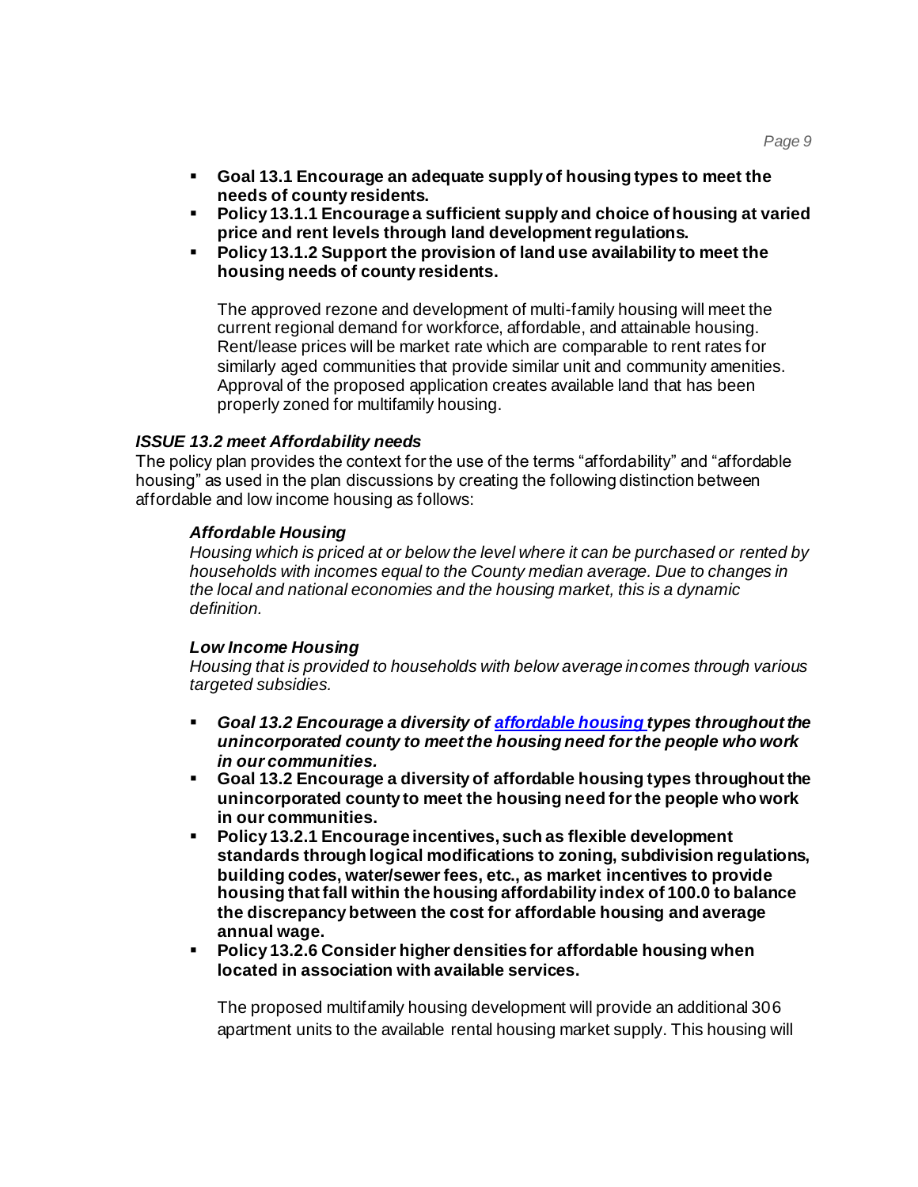- **Goal 13.1 Encourage an adequate supply of housing types to meet the needs of county residents.**
- **Policy 13.1.1 Encourage a sufficient supply and choice of housing at varied price and rent levels through land development regulations.**
- **Policy 13.1.2 Support the provision of land use availability to meet the housing needs of county residents.**

  The approved rezone and development of multi-family housing will meet the current regional demand for workforce, affordable, and attainable housing. Rent/lease prices will be market rate which are comparable to rent rates for similarly aged communities that provide similar unit and community amenities. Approval of the proposed application creates available land that has been properly zoned for multifamily housing.

***ISSUE 13.2 meet Affordability needs***

The policy plan provides the context for the use of the terms "affordability" and "affordable housing" as used in the plan discussions by creating the following distinction between affordable and low income housing as follows:

> ***Affordable Housing***
>
> *Housing which is priced at or below the level where it can be purchased or rented by households with incomes equal to the County median average. Due to changes in the local and national economies and the housing market, this is a dynamic definition.*
>
> ***Low Income Housing***
>
> *Housing that is provided to households with below average incomes through various targeted subsidies.*

- ***Goal 13.2 Encourage a diversity of affordable housing types throughout the unincorporated county to meet the housing need for the people who work in our communities.***
- **Goal 13.2 Encourage a diversity of affordable housing types throughout the unincorporated county to meet the housing need for the people who work in our communities.**
- **Policy 13.2.1 Encourage incentives, such as flexible development standards through logical modifications to zoning, subdivision regulations, building codes, water/sewer fees, etc., as market incentives to provide housing that fall within the housing affordability index of 100.0 to balance the discrepancy between the cost for affordable housing and average annual wage.**
- **Policy 13.2.6 Consider higher densities for affordable housing when located in association with available services.**

  The proposed multifamily housing development will provide an additional 306 apartment units to the available rental housing market supply. This housing will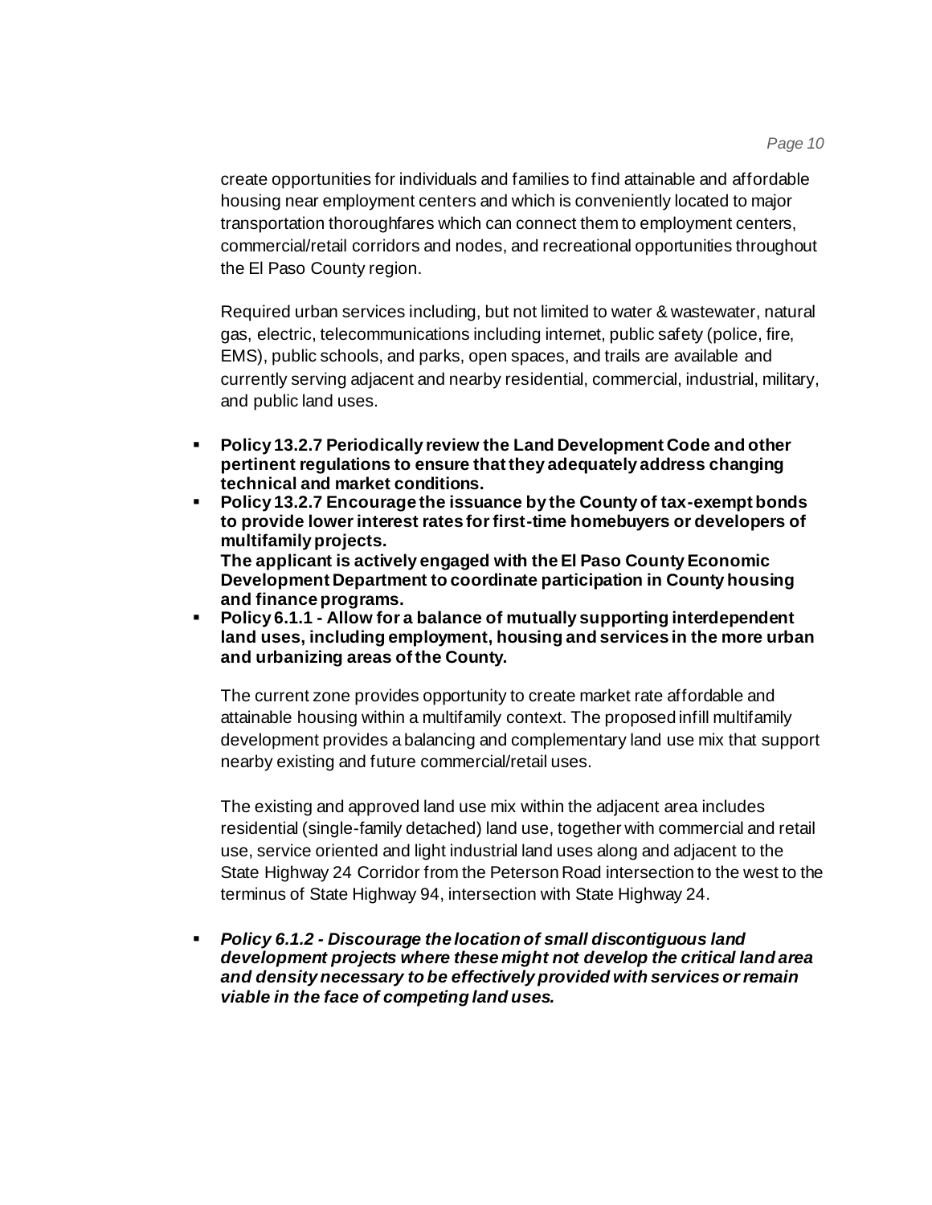create opportunities for individuals and families to find attainable and affordable housing near employment centers and which is conveniently located to major transportation thoroughfares which can connect them to employment centers, commercial/retail corridors and nodes, and recreational opportunities throughout the El Paso County region.

Required urban services including, but not limited to water & wastewater, natural gas, electric, telecommunications including internet, public safety (police, fire, EMS), public schools, and parks, open spaces, and trails are available and currently serving adjacent and nearby residential, commercial, industrial, military, and public land uses.

- **Policy 13.2.7 Periodically review the Land Development Code and other pertinent regulations to ensure that they adequately address changing technical and market conditions.**
- **Policy 13.2.7 Encourage the issuance by the County of tax-exempt bonds to provide lower interest rates for first-time homebuyers or developers of multifamily projects.**
  **The applicant is actively engaged with the El Paso County Economic Development Department to coordinate participation in County housing and finance programs.**
- **Policy 6.1.1 - Allow for a balance of mutually supporting interdependent land uses, including employment, housing and services in the more urban and urbanizing areas of the County.**

  The current zone provides opportunity to create market rate affordable and attainable housing within a multifamily context. The proposed infill multifamily development provides a balancing and complementary land use mix that support nearby existing and future commercial/retail uses.

  The existing and approved land use mix within the adjacent area includes residential (single-family detached) land use, together with commercial and retail use, service oriented and light industrial land uses along and adjacent to the State Highway 24 Corridor from the Peterson Road intersection to the west to the terminus of State Highway 94, intersection with State Highway 24.

- ***Policy 6.1.2 - Discourage the location of small discontiguous land development projects where these might not develop the critical land area and density necessary to be effectively provided with services or remain viable in the face of competing land uses.***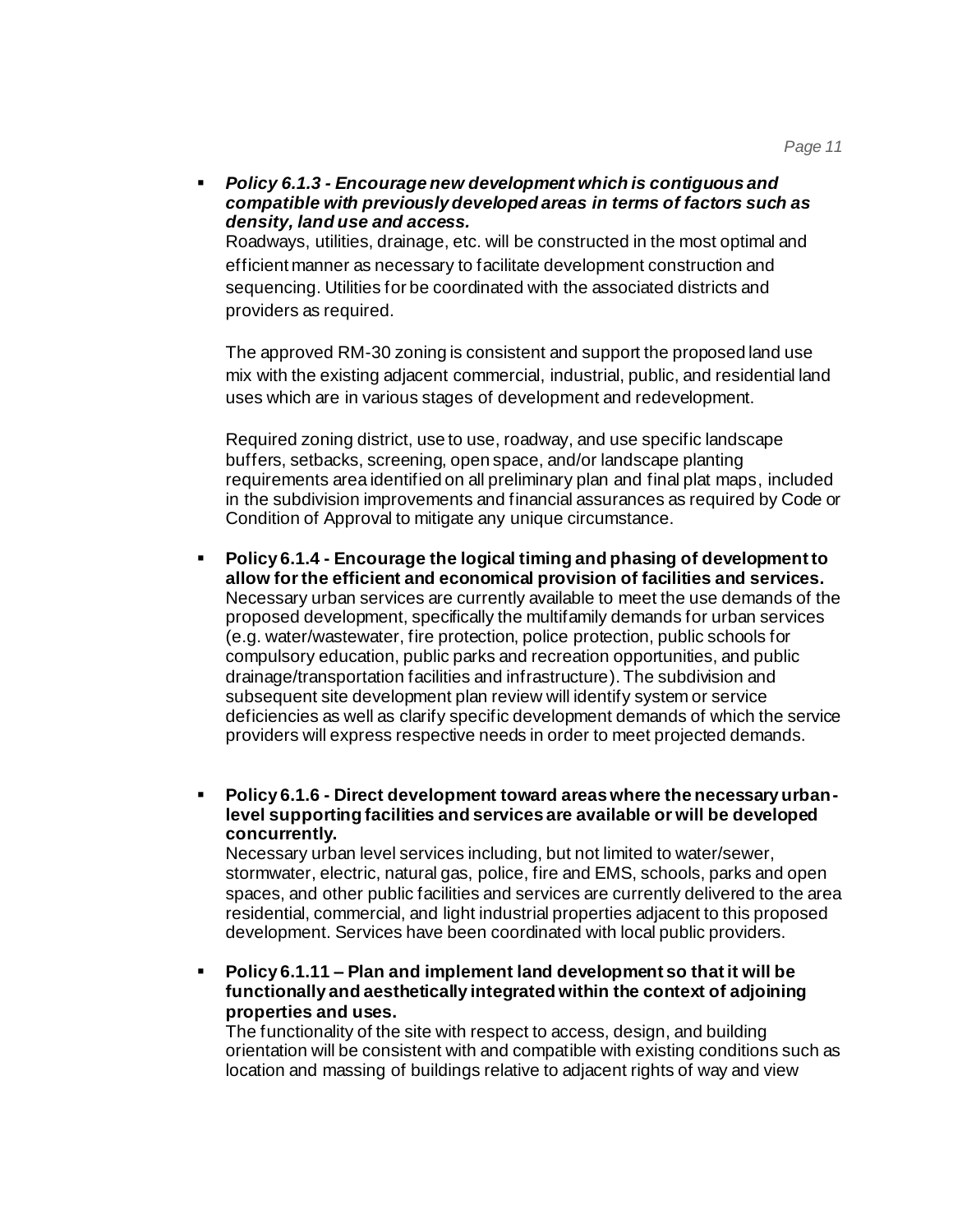- ***Policy 6.1.3 - Encourage new development which is contiguous and compatible with previously developed areas in terms of factors such as density, land use and access.***
  Roadways, utilities, drainage, etc. will be constructed in the most optimal and efficient manner as necessary to facilitate development construction and sequencing. Utilities for be coordinated with the associated districts and providers as required.

  The approved RM-30 zoning is consistent and support the proposed land use mix with the existing adjacent commercial, industrial, public, and residential land uses which are in various stages of development and redevelopment.

  Required zoning district, use to use, roadway, and use specific landscape buffers, setbacks, screening, open space, and/or landscape planting requirements area identified on all preliminary plan and final plat maps, included in the subdivision improvements and financial assurances as required by Code or Condition of Approval to mitigate any unique circumstance.

- **Policy 6.1.4 - Encourage the logical timing and phasing of development to allow for the efficient and economical provision of facilities and services.**
  Necessary urban services are currently available to meet the use demands of the proposed development, specifically the multifamily demands for urban services (e.g. water/wastewater, fire protection, police protection, public schools for compulsory education, public parks and recreation opportunities, and public drainage/transportation facilities and infrastructure). The subdivision and subsequent site development plan review will identify system or service deficiencies as well as clarify specific development demands of which the service providers will express respective needs in order to meet projected demands.

- **Policy 6.1.6 - Direct development toward areas where the necessary urban-level supporting facilities and services are available or will be developed concurrently.**
  Necessary urban level services including, but not limited to water/sewer, stormwater, electric, natural gas, police, fire and EMS, schools, parks and open spaces, and other public facilities and services are currently delivered to the area residential, commercial, and light industrial properties adjacent to this proposed development. Services have been coordinated with local public providers.

- **Policy 6.1.11 – Plan and implement land development so that it will be functionally and aesthetically integrated within the context of adjoining properties and uses.**
  The functionality of the site with respect to access, design, and building orientation will be consistent with and compatible with existing conditions such as location and massing of buildings relative to adjacent rights of way and view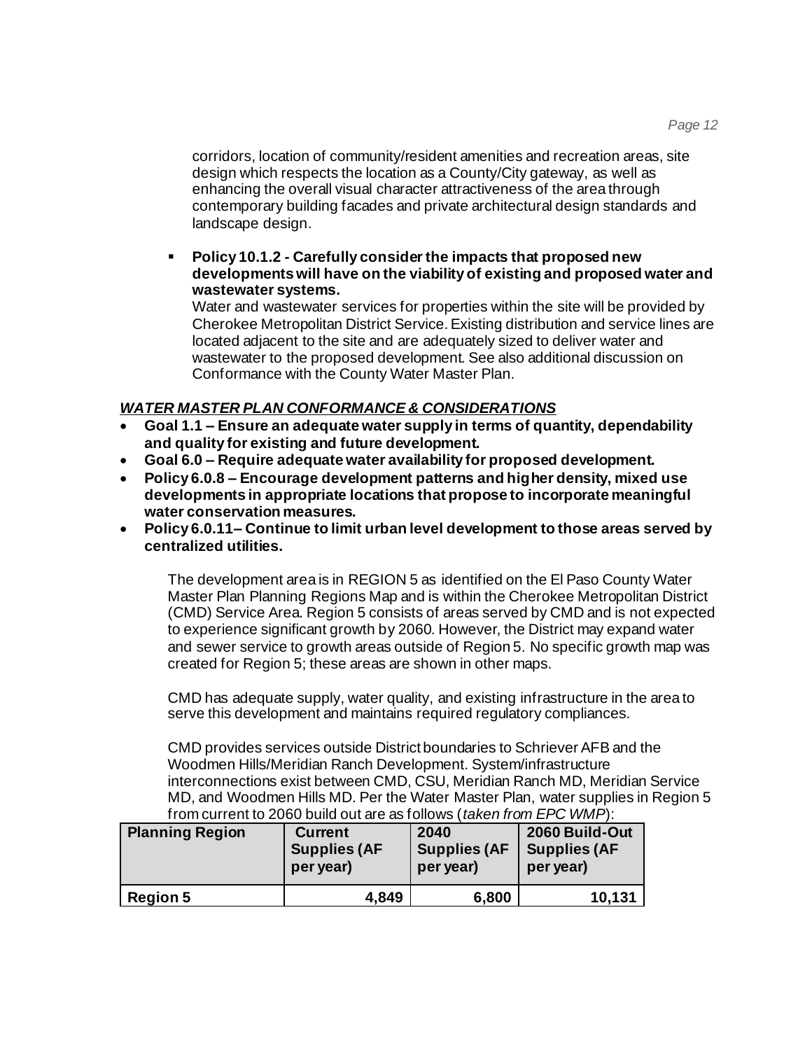corridors, location of community/resident amenities and recreation areas, site design which respects the location as a County/City gateway, as well as enhancing the overall visual character attractiveness of the area through contemporary building facades and private architectural design standards and landscape design.

- **Policy 10.1.2 - Carefully consider the impacts that proposed new developments will have on the viability of existing and proposed water and wastewater systems.**
  Water and wastewater services for properties within the site will be provided by Cherokee Metropolitan District Service. Existing distribution and service lines are located adjacent to the site and are adequately sized to deliver water and wastewater to the proposed development. See also additional discussion on Conformance with the County Water Master Plan.

***WATER MASTER PLAN CONFORMANCE & CONSIDERATIONS***

- **Goal 1.1 – Ensure an adequate water supply in terms of quantity, dependability and quality for existing and future development.**
- **Goal 6.0 – Require adequate water availability for proposed development.**
- **Policy 6.0.8 – Encourage development patterns and higher density, mixed use developments in appropriate locations that propose to incorporate meaningful water conservation measures.**
- **Policy 6.0.11– Continue to limit urban level development to those areas served by centralized utilities.**

The development area is in REGION 5 as identified on the El Paso County Water Master Plan Planning Regions Map and is within the Cherokee Metropolitan District (CMD) Service Area. Region 5 consists of areas served by CMD and is not expected to experience significant growth by 2060. However, the District may expand water and sewer service to growth areas outside of Region 5. No specific growth map was created for Region 5; these areas are shown in other maps.

CMD has adequate supply, water quality, and existing infrastructure in the area to serve this development and maintains required regulatory compliances.

CMD provides services outside District boundaries to Schriever AFB and the Woodmen Hills/Meridian Ranch Development. System/infrastructure interconnections exist between CMD, CSU, Meridian Ranch MD, Meridian Service MD, and Woodmen Hills MD. Per the Water Master Plan, water supplies in Region 5 from current to 2060 build out are as follows (*taken from EPC WMP*):

| Planning Region | Current Supplies (AF per year) | 2040 Supplies (AF per year) | 2060 Build-Out Supplies (AF per year) |
|---|---|---|---|
| **Region 5** | **4,849** | **6,800** | **10,131** |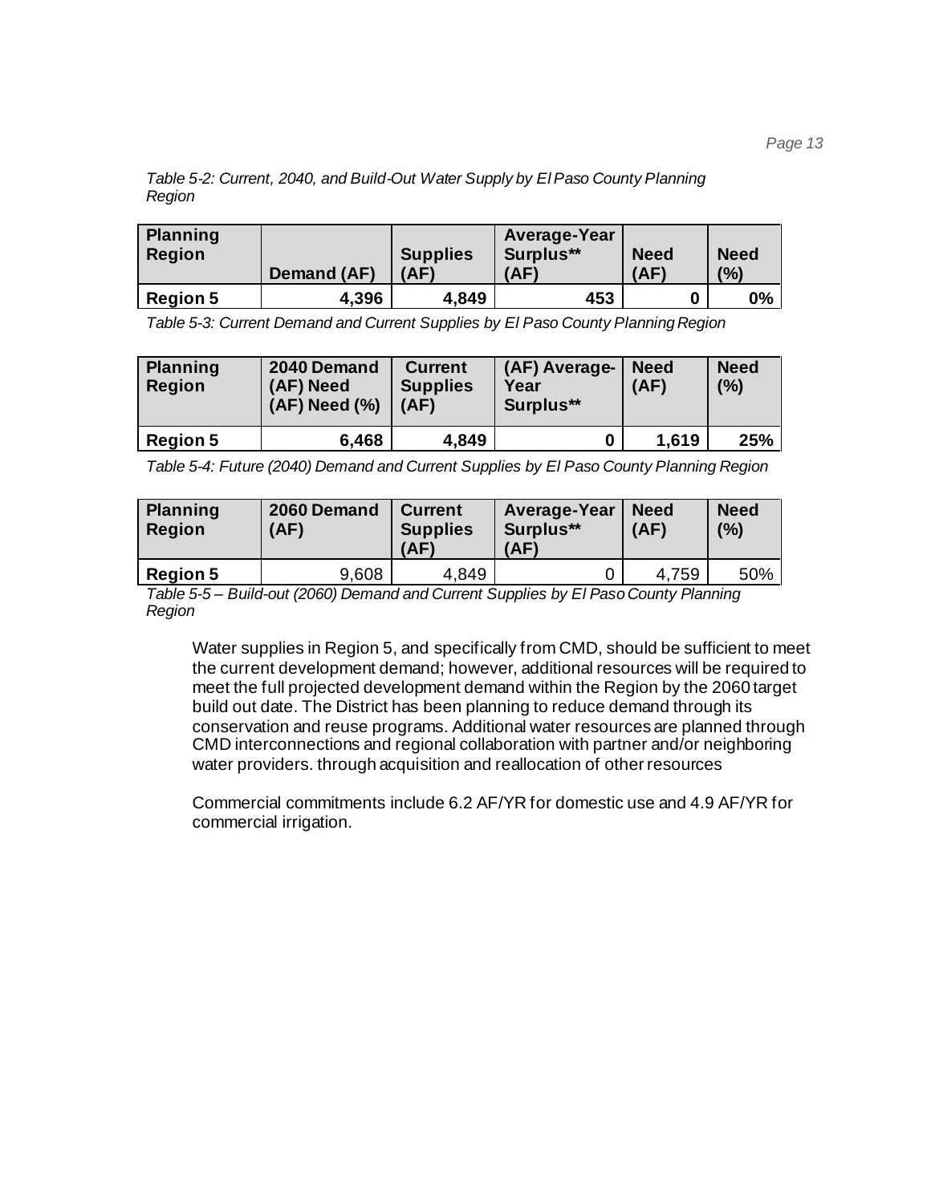Table 5-2: Current, 2040, and Build-Out Water Supply by El Paso County Planning Region

| Planning Region | Demand (AF) | Supplies (AF) | Average-Year Surplus** (AF) | Need (AF) | Need (%) |
|---|---|---|---|---|---|
| **Region 5** | **4,396** | **4,849** | **453** | **0** | **0%** |

*Table 5-3: Current Demand and Current Supplies by El Paso County Planning Region*

| Planning Region | 2040 Demand (AF) Need (AF) Need (%) | Current Supplies (AF) | (AF) Average-Year Surplus** | Need (AF) | Need (%) |
|---|---|---|---|---|---|
| **Region 5** | **6,468** | **4,849** | **0** | **1,619** | **25%** |

*Table 5-4: Future (2040) Demand and Current Supplies by El Paso County Planning Region*

| Planning Region | 2060 Demand (AF) | Current Supplies (AF) | Average-Year Surplus** (AF) | Need (AF) | Need (%) |
|---|---|---|---|---|---|
| **Region 5** | 9,608 | 4,849 | 0 | 4,759 | 50% |

*Table 5-5 – Build-out (2060) Demand and Current Supplies by El Paso County Planning Region*

Water supplies in Region 5, and specifically from CMD, should be sufficient to meet the current development demand; however, additional resources will be required to meet the full projected development demand within the Region by the 2060 target build out date. The District has been planning to reduce demand through its conservation and reuse programs. Additional water resources are planned through CMD interconnections and regional collaboration with partner and/or neighboring water providers. through acquisition and reallocation of other resources

Commercial commitments include 6.2 AF/YR for domestic use and 4.9 AF/YR for commercial irrigation.